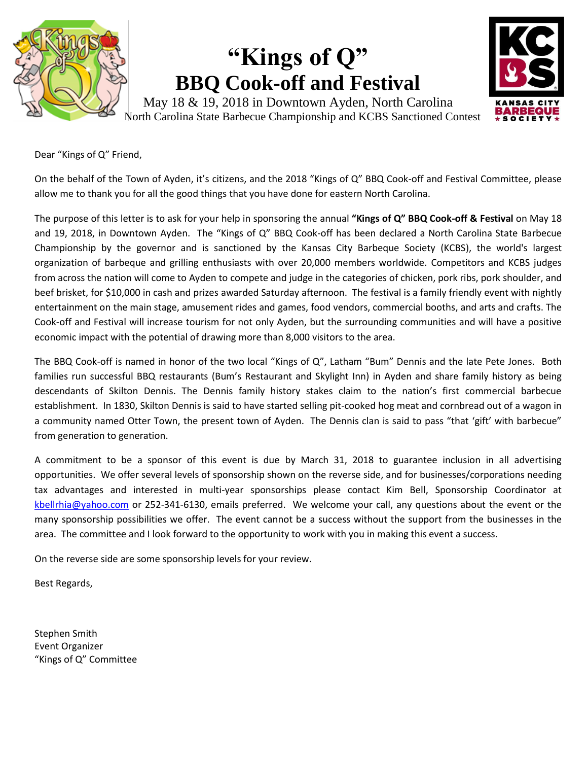# "Kings of Q"
## BBQ Cook-off and Festival

May 18 & 19, 2018 in Downtown Ayden, North Carolina
North Carolina State Barbecue Championship and KCBS Sanctioned Contest

Dear "Kings of Q" Friend,

On the behalf of the Town of Ayden, it's citizens, and the 2018 "Kings of Q" BBQ Cook-off and Festival Committee, please allow me to thank you for all the good things that you have done for eastern North Carolina.

The purpose of this letter is to ask for your help in sponsoring the annual **"Kings of Q" BBQ Cook-off & Festival** on May 18 and 19, 2018, in Downtown Ayden. The "Kings of Q" BBQ Cook-off has been declared a North Carolina State Barbecue Championship by the governor and is sanctioned by the Kansas City Barbeque Society (KCBS), the world's largest organization of barbeque and grilling enthusiasts with over 20,000 members worldwide. Competitors and KCBS judges from across the nation will come to Ayden to compete and judge in the categories of chicken, pork ribs, pork shoulder, and beef brisket, for $10,000 in cash and prizes awarded Saturday afternoon. The festival is a family friendly event with nightly entertainment on the main stage, amusement rides and games, food vendors, commercial booths, and arts and crafts. The Cook-off and Festival will increase tourism for not only Ayden, but the surrounding communities and will have a positive economic impact with the potential of drawing more than 8,000 visitors to the area.

The BBQ Cook-off is named in honor of the two local "Kings of Q", Latham "Bum" Dennis and the late Pete Jones. Both families run successful BBQ restaurants (Bum's Restaurant and Skylight Inn) in Ayden and share family history as being descendants of Skilton Dennis. The Dennis family history stakes claim to the nation's first commercial barbecue establishment. In 1830, Skilton Dennis is said to have started selling pit-cooked hog meat and cornbread out of a wagon in a community named Otter Town, the present town of Ayden. The Dennis clan is said to pass "that 'gift' with barbecue" from generation to generation.

A commitment to be a sponsor of this event is due by March 31, 2018 to guarantee inclusion in all advertising opportunities. We offer several levels of sponsorship shown on the reverse side, and for businesses/corporations needing tax advantages and interested in multi-year sponsorships please contact Kim Bell, Sponsorship Coordinator at kbellrhia@yahoo.com or 252-341-6130, emails preferred. We welcome your call, any questions about the event or the many sponsorship possibilities we offer. The event cannot be a success without the support from the businesses in the area. The committee and I look forward to the opportunity to work with you in making this event a success.

On the reverse side are some sponsorship levels for your review.

Best Regards,

Stephen Smith
Event Organizer
"Kings of Q" Committee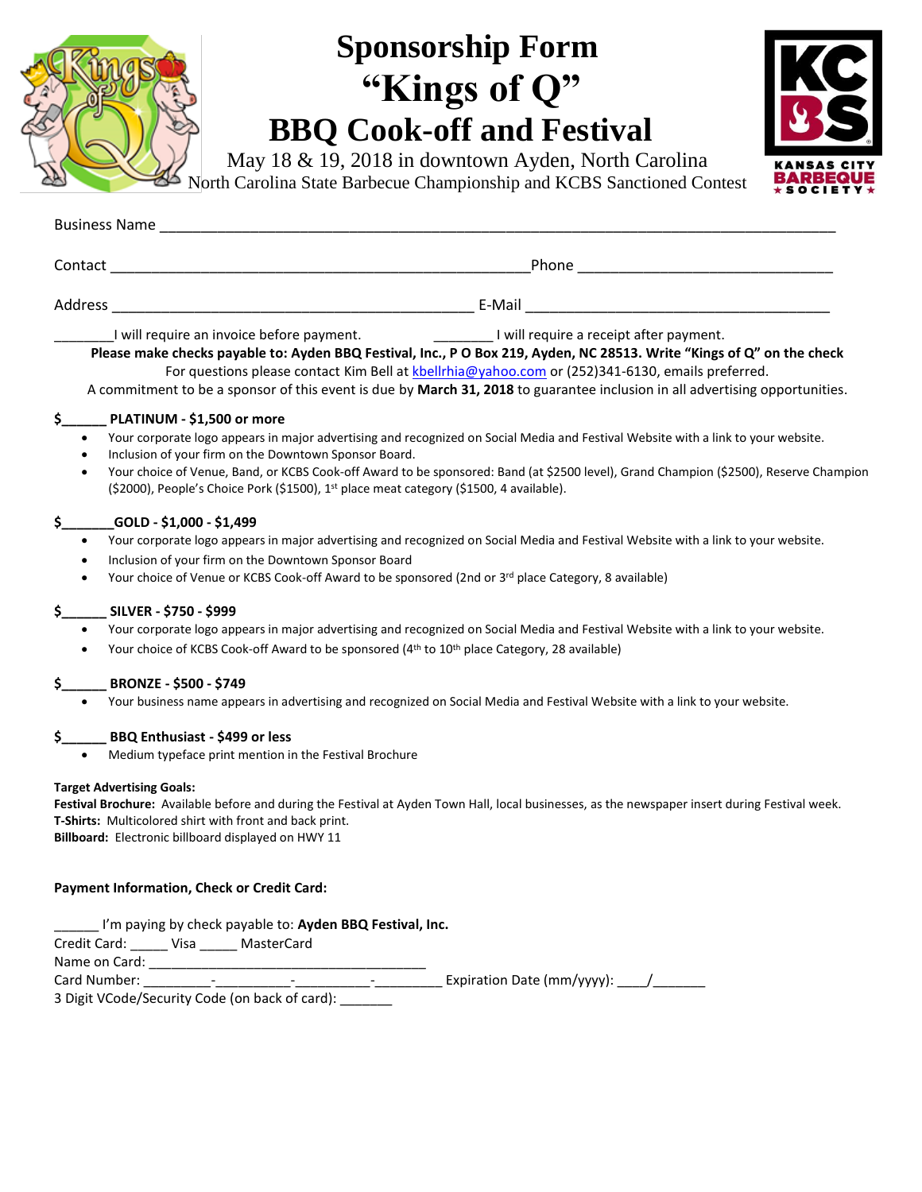# Sponsorship Form
# "Kings of Q"
# BBQ Cook-off and Festival

May 18 & 19, 2018 in downtown Ayden, North Carolina
North Carolina State Barbecue Championship and KCBS Sanctioned Contest

Business Name ________________________________________________________________________________

Contact ________________________________________________ Phone ______________________________

Address __________________________________________ E-Mail ____________________________________

________I will require an invoice before payment. ________ I will require a receipt after payment.

**Please make checks payable to: Ayden BBQ Festival, Inc., P O Box 219, Ayden, NC 28513. Write "Kings of Q" on the check**

For questions please contact Kim Bell at kbellrhia@yahoo.com or (252)341-6130, emails preferred.

A commitment to be a sponsor of this event is due by **March 31, 2018** to guarantee inclusion in all advertising opportunities.

**$______ PLATINUM - $1,500 or more**

- Your corporate logo appears in major advertising and recognized on Social Media and Festival Website with a link to your website.
- Inclusion of your firm on the Downtown Sponsor Board.
- Your choice of Venue, Band, or KCBS Cook-off Award to be sponsored: Band (at $2500 level), Grand Champion ($2500), Reserve Champion ($2000), People's Choice Pork ($1500), 1st place meat category ($1500, 4 available).

**$_______GOLD - $1,000 - $1,499**

- Your corporate logo appears in major advertising and recognized on Social Media and Festival Website with a link to your website.
- Inclusion of your firm on the Downtown Sponsor Board
- Your choice of Venue or KCBS Cook-off Award to be sponsored (2nd or 3rd place Category, 8 available)

**$______ SILVER - $750 - $999**

- Your corporate logo appears in major advertising and recognized on Social Media and Festival Website with a link to your website.
- Your choice of KCBS Cook-off Award to be sponsored (4th to 10th place Category, 28 available)

**$______ BRONZE - $500 - $749**

- Your business name appears in advertising and recognized on Social Media and Festival Website with a link to your website.

**$______ BBQ Enthusiast - $499 or less**

- Medium typeface print mention in the Festival Brochure

**Target Advertising Goals:**
**Festival Brochure:** Available before and during the Festival at Ayden Town Hall, local businesses, as the newspaper insert during Festival week.
**T-Shirts:** Multicolored shirt with front and back print.
**Billboard:** Electronic billboard displayed on HWY 11

**Payment Information, Check or Credit Card:**

______ I'm paying by check payable to: **Ayden BBQ Festival, Inc.**
Credit Card: _____ Visa _____ MasterCard
Name on Card: ___________________________________
Card Number: _________-__________-__________-_________ Expiration Date (mm/yyyy): ____/_______
3 Digit VCode/Security Code (on back of card): _______